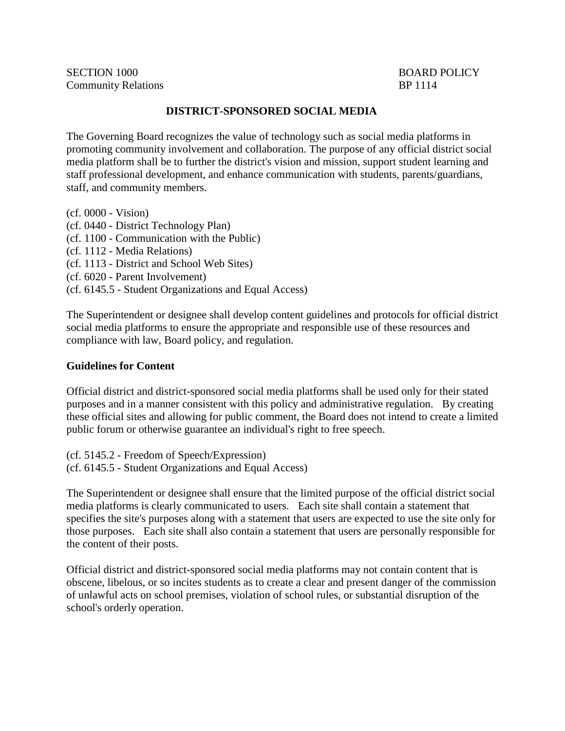SECTION 1000
Community Relations

BOARD POLICY
BP 1114

# DISTRICT-SPONSORED SOCIAL MEDIA

The Governing Board recognizes the value of technology such as social media platforms in promoting community involvement and collaboration. The purpose of any official district social media platform shall be to further the district's vision and mission, support student learning and staff professional development, and enhance communication with students, parents/guardians, staff, and community members.

(cf. 0000 - Vision)
(cf. 0440 - District Technology Plan)
(cf. 1100 - Communication with the Public)
(cf. 1112 - Media Relations)
(cf. 1113 - District and School Web Sites)
(cf. 6020 - Parent Involvement)
(cf. 6145.5 - Student Organizations and Equal Access)

The Superintendent or designee shall develop content guidelines and protocols for official district social media platforms to ensure the appropriate and responsible use of these resources and compliance with law, Board policy, and regulation.

**Guidelines for Content**

Official district and district-sponsored social media platforms shall be used only for their stated purposes and in a manner consistent with this policy and administrative regulation. By creating these official sites and allowing for public comment, the Board does not intend to create a limited public forum or otherwise guarantee an individual's right to free speech.

(cf. 5145.2 - Freedom of Speech/Expression)
(cf. 6145.5 - Student Organizations and Equal Access)

The Superintendent or designee shall ensure that the limited purpose of the official district social media platforms is clearly communicated to users. Each site shall contain a statement that specifies the site's purposes along with a statement that users are expected to use the site only for those purposes. Each site shall also contain a statement that users are personally responsible for the content of their posts.

Official district and district-sponsored social media platforms may not contain content that is obscene, libelous, or so incites students as to create a clear and present danger of the commission of unlawful acts on school premises, violation of school rules, or substantial disruption of the school's orderly operation.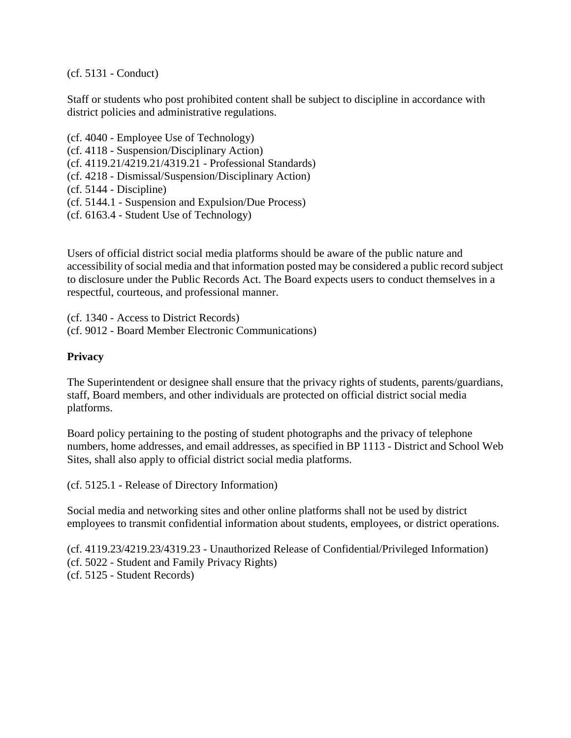(cf. 5131 - Conduct)

Staff or students who post prohibited content shall be subject to discipline in accordance with district policies and administrative regulations.

(cf. 4040 - Employee Use of Technology)
(cf. 4118 - Suspension/Disciplinary Action)
(cf. 4119.21/4219.21/4319.21 - Professional Standards)
(cf. 4218 - Dismissal/Suspension/Disciplinary Action)
(cf. 5144 - Discipline)
(cf. 5144.1 - Suspension and Expulsion/Due Process)
(cf. 6163.4 - Student Use of Technology)

Users of official district social media platforms should be aware of the public nature and accessibility of social media and that information posted may be considered a public record subject to disclosure under the Public Records Act. The Board expects users to conduct themselves in a respectful, courteous, and professional manner.

(cf. 1340 - Access to District Records)
(cf. 9012 - Board Member Electronic Communications)

**Privacy**

The Superintendent or designee shall ensure that the privacy rights of students, parents/guardians, staff, Board members, and other individuals are protected on official district social media platforms.

Board policy pertaining to the posting of student photographs and the privacy of telephone numbers, home addresses, and email addresses, as specified in BP 1113 - District and School Web Sites, shall also apply to official district social media platforms.

(cf. 5125.1 - Release of Directory Information)

Social media and networking sites and other online platforms shall not be used by district employees to transmit confidential information about students, employees, or district operations.

(cf. 4119.23/4219.23/4319.23 - Unauthorized Release of Confidential/Privileged Information)
(cf. 5022 - Student and Family Privacy Rights)
(cf. 5125 - Student Records)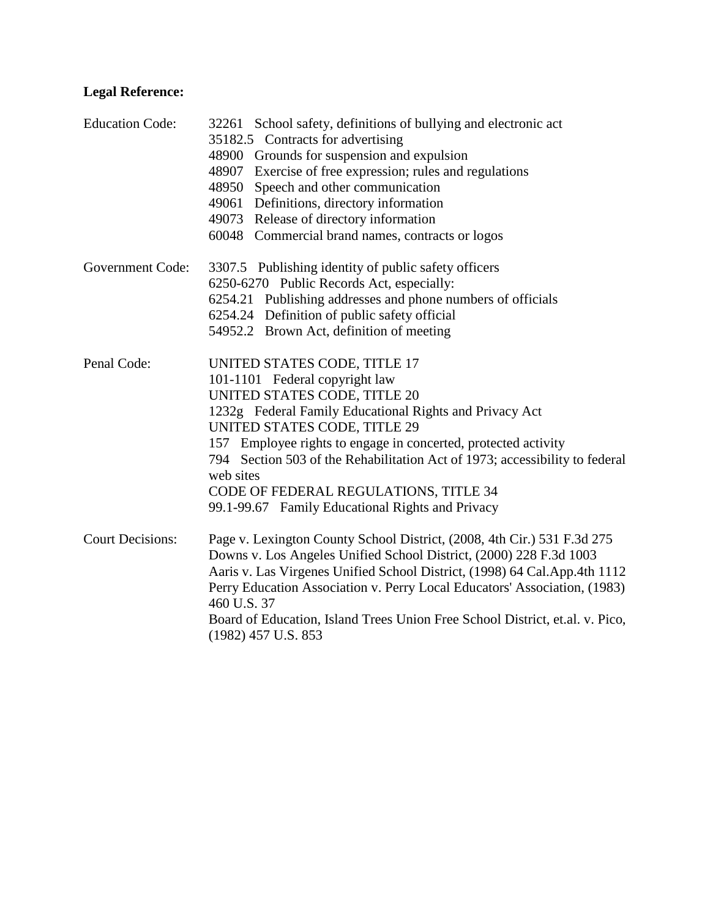**Legal Reference:**

| | |
|---|---|
| Education Code: | 32261 School safety, definitions of bullying and electronic act<br>35182.5 Contracts for advertising<br>48900 Grounds for suspension and expulsion<br>48907 Exercise of free expression; rules and regulations<br>48950 Speech and other communication<br>49061 Definitions, directory information<br>49073 Release of directory information<br>60048 Commercial brand names, contracts or logos |
| Government Code: | 3307.5 Publishing identity of public safety officers<br>6250-6270 Public Records Act, especially:<br>6254.21 Publishing addresses and phone numbers of officials<br>6254.24 Definition of public safety official<br>54952.2 Brown Act, definition of meeting |
| Penal Code: | UNITED STATES CODE, TITLE 17<br>101-1101 Federal copyright law<br>UNITED STATES CODE, TITLE 20<br>1232g Federal Family Educational Rights and Privacy Act<br>UNITED STATES CODE, TITLE 29<br>157 Employee rights to engage in concerted, protected activity<br>794 Section 503 of the Rehabilitation Act of 1973; accessibility to federal web sites<br>CODE OF FEDERAL REGULATIONS, TITLE 34<br>99.1-99.67 Family Educational Rights and Privacy |
| Court Decisions: | Page v. Lexington County School District, (2008, 4th Cir.) 531 F.3d 275<br>Downs v. Los Angeles Unified School District, (2000) 228 F.3d 1003<br>Aaris v. Las Virgenes Unified School District, (1998) 64 Cal.App.4th 1112<br>Perry Education Association v. Perry Local Educators' Association, (1983) 460 U.S. 37<br>Board of Education, Island Trees Union Free School District, et.al. v. Pico, (1982) 457 U.S. 853 |